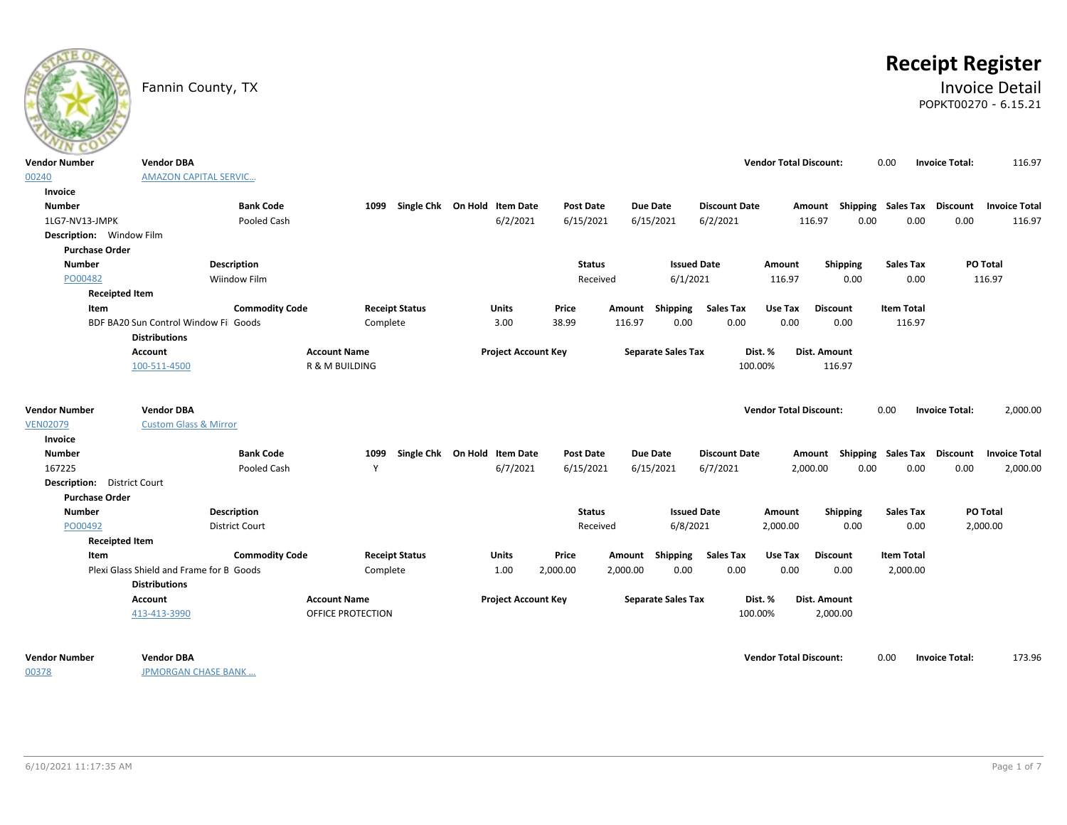# Receipt Register

Fannin County, TX

## Invoice Detail

POPKT00270 - 6.15.21

| Vendor Number | Vendor DBA | Vendor Total Discount: | | Invoice Total: | |
|---|---|---|---|---|---|
| 00240 | AMAZON CAPITAL SERVIC... | | 0.00 | | 116.97 |

**Invoice**

| Number | Bank Code | 1099 | Single Chk | On Hold | Item Date | Post Date | Due Date | Discount Date | Amount | Shipping | Sales Tax | Discount | Invoice Total |
|---|---|---|---|---|---|---|---|---|---|---|---|---|---|
| 1LG7-NV13-JMPK | Pooled Cash | | | | 6/2/2021 | 6/15/2021 | 6/15/2021 | 6/2/2021 | 116.97 | 0.00 | 0.00 | 0.00 | 116.97 |

**Description:** Window Film

**Purchase Order**

| Number | Description | Status | Issued Date | Amount | Shipping | Sales Tax | PO Total |
|---|---|---|---|---|---|---|---|
| PO00482 | Wiindow Film | Received | 6/1/2021 | 116.97 | 0.00 | 0.00 | 116.97 |

**Receipted Item**

| Item | Commodity Code | Receipt Status | Units | Price | Amount | Shipping | Sales Tax | Use Tax | Discount | Item Total |
|---|---|---|---|---|---|---|---|---|---|---|
| BDF BA20 Sun Control Window Fi | Goods | Complete | 3.00 | 38.99 | 116.97 | 0.00 | 0.00 | 0.00 | 0.00 | 116.97 |

**Distributions**

| Account | Account Name | Project Account Key | Separate Sales Tax | Dist. % | Dist. Amount |
|---|---|---|---|---|---|
| 100-511-4500 | R & M BUILDING | | | 100.00% | 116.97 |

| Vendor Number | Vendor DBA | Vendor Total Discount: | | Invoice Total: | |
|---|---|---|---|---|---|
| VEN02079 | Custom Glass & Mirror | | 0.00 | | 2,000.00 |

**Invoice**

| Number | Bank Code | 1099 | Single Chk | On Hold | Item Date | Post Date | Due Date | Discount Date | Amount | Shipping | Sales Tax | Discount | Invoice Total |
|---|---|---|---|---|---|---|---|---|---|---|---|---|---|
| 167225 | Pooled Cash | Y | | | 6/7/2021 | 6/15/2021 | 6/15/2021 | 6/7/2021 | 2,000.00 | 0.00 | 0.00 | 0.00 | 2,000.00 |

**Description:** District Court

**Purchase Order**

| Number | Description | Status | Issued Date | Amount | Shipping | Sales Tax | PO Total |
|---|---|---|---|---|---|---|---|
| PO00492 | District Court | Received | 6/8/2021 | 2,000.00 | 0.00 | 0.00 | 2,000.00 |

**Receipted Item**

| Item | Commodity Code | Receipt Status | Units | Price | Amount | Shipping | Sales Tax | Use Tax | Discount | Item Total |
|---|---|---|---|---|---|---|---|---|---|---|
| Plexi Glass Shield and Frame for B | Goods | Complete | 1.00 | 2,000.00 | 2,000.00 | 0.00 | 0.00 | 0.00 | 0.00 | 2,000.00 |

**Distributions**

| Account | Account Name | Project Account Key | Separate Sales Tax | Dist. % | Dist. Amount |
|---|---|---|---|---|---|
| 413-413-3990 | OFFICE PROTECTION | | | 100.00% | 2,000.00 |

| Vendor Number | Vendor DBA | Vendor Total Discount: | | Invoice Total: | |
|---|---|---|---|---|---|
| 00378 | JPMORGAN CHASE BANK ... | | 0.00 | | 173.96 |

6/10/2021 11:17:35 AM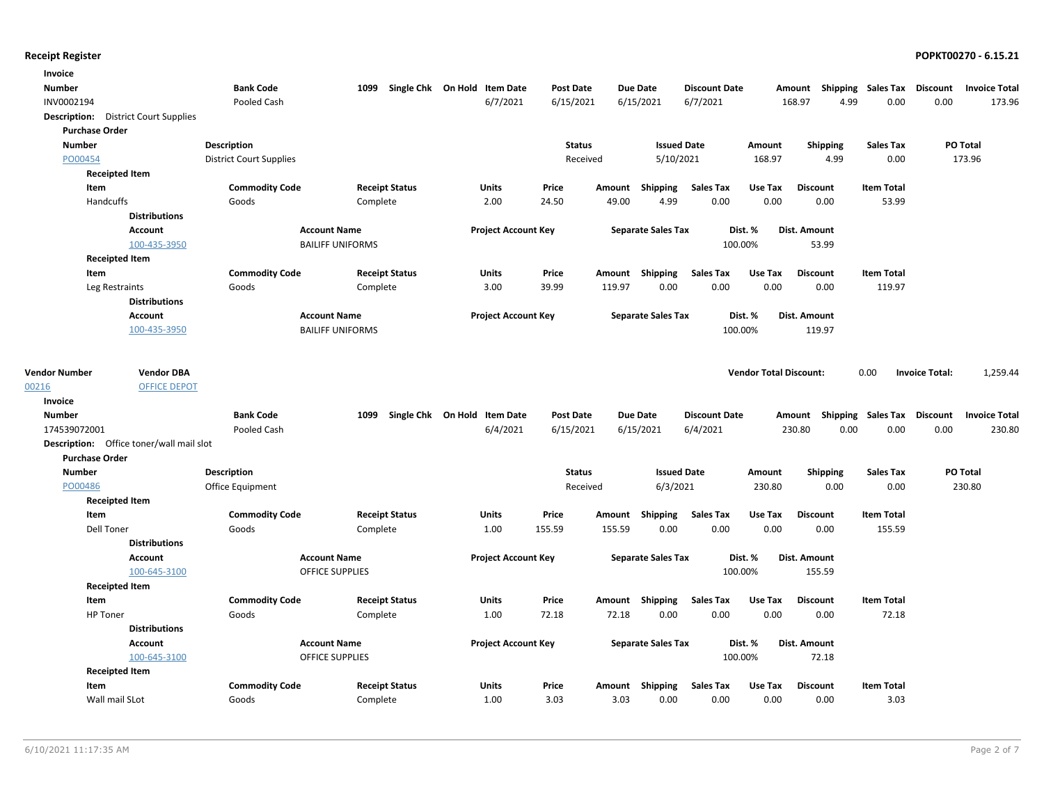**Invoice**

| Number | Bank Code | 1099 | Single Chk | On Hold | Item Date | Post Date | Due Date | Discount Date | Amount | Shipping | Sales Tax | Discount | Invoice Total |
|---|---|---|---|---|---|---|---|---|---|---|---|---|---|
| INV0002194 | Pooled Cash | | | | 6/7/2021 | 6/15/2021 | 6/15/2021 | 6/7/2021 | 168.97 | 4.99 | 0.00 | 0.00 | 173.96 |

**Description:** District Court Supplies

**Purchase Order**

| Number | Description | Status | Issued Date | Amount | Shipping | Sales Tax | PO Total |
|---|---|---|---|---|---|---|---|
| PO00454 | District Court Supplies | Received | 5/10/2021 | 168.97 | 4.99 | 0.00 | 173.96 |

**Receipted Item**

| Item | Commodity Code | Receipt Status | Units | Price | Amount | Shipping | Sales Tax | Use Tax | Discount | Item Total |
|---|---|---|---|---|---|---|---|---|---|---|
| Handcuffs | Goods | Complete | 2.00 | 24.50 | 49.00 | 4.99 | 0.00 | 0.00 | 0.00 | 53.99 |

**Distributions**

| Account | Account Name | Project Account Key | Separate Sales Tax | Dist. % | Dist. Amount |
|---|---|---|---|---|---|
| 100-435-3950 | BAILIFF UNIFORMS | | | 100.00% | 53.99 |

**Receipted Item**

| Item | Commodity Code | Receipt Status | Units | Price | Amount | Shipping | Sales Tax | Use Tax | Discount | Item Total |
|---|---|---|---|---|---|---|---|---|---|---|
| Leg Restraints | Goods | Complete | 3.00 | 39.99 | 119.97 | 0.00 | 0.00 | 0.00 | 0.00 | 119.97 |

**Distributions**

| Account | Account Name | Project Account Key | Separate Sales Tax | Dist. % | Dist. Amount |
|---|---|---|---|---|---|
| 100-435-3950 | BAILIFF UNIFORMS | | | 100.00% | 119.97 |

| Vendor Number | Vendor DBA | Vendor Total Discount: | 0.00 | Invoice Total: | 1,259.44 |
|---|---|---|---|---|---|
| 00216 | OFFICE DEPOT | | | | |

**Invoice**

| Number | Bank Code | 1099 | Single Chk | On Hold | Item Date | Post Date | Due Date | Discount Date | Amount | Shipping | Sales Tax | Discount | Invoice Total |
|---|---|---|---|---|---|---|---|---|---|---|---|---|---|
| 174539072001 | Pooled Cash | | | | 6/4/2021 | 6/15/2021 | 6/15/2021 | 6/4/2021 | 230.80 | 0.00 | 0.00 | 0.00 | 230.80 |

**Description:** Office toner/wall mail slot

**Purchase Order**

| Number | Description | Status | Issued Date | Amount | Shipping | Sales Tax | PO Total |
|---|---|---|---|---|---|---|---|
| PO00486 | Office Equipment | Received | 6/3/2021 | 230.80 | 0.00 | 0.00 | 230.80 |

**Receipted Item**

| Item | Commodity Code | Receipt Status | Units | Price | Amount | Shipping | Sales Tax | Use Tax | Discount | Item Total |
|---|---|---|---|---|---|---|---|---|---|---|
| Dell Toner | Goods | Complete | 1.00 | 155.59 | 155.59 | 0.00 | 0.00 | 0.00 | 0.00 | 155.59 |

**Distributions**

| Account | Account Name | Project Account Key | Separate Sales Tax | Dist. % | Dist. Amount |
|---|---|---|---|---|---|
| 100-645-3100 | OFFICE SUPPLIES | | | 100.00% | 155.59 |

**Receipted Item**

| Item | Commodity Code | Receipt Status | Units | Price | Amount | Shipping | Sales Tax | Use Tax | Discount | Item Total |
|---|---|---|---|---|---|---|---|---|---|---|
| HP Toner | Goods | Complete | 1.00 | 72.18 | 72.18 | 0.00 | 0.00 | 0.00 | 0.00 | 72.18 |

**Distributions**

| Account | Account Name | Project Account Key | Separate Sales Tax | Dist. % | Dist. Amount |
|---|---|---|---|---|---|
| 100-645-3100 | OFFICE SUPPLIES | | | 100.00% | 72.18 |

**Receipted Item**

| Item | Commodity Code | Receipt Status | Units | Price | Amount | Shipping | Sales Tax | Use Tax | Discount | Item Total |
|---|---|---|---|---|---|---|---|---|---|---|
| Wall mail SLot | Goods | Complete | 1.00 | 3.03 | 3.03 | 0.00 | 0.00 | 0.00 | 0.00 | 3.03 |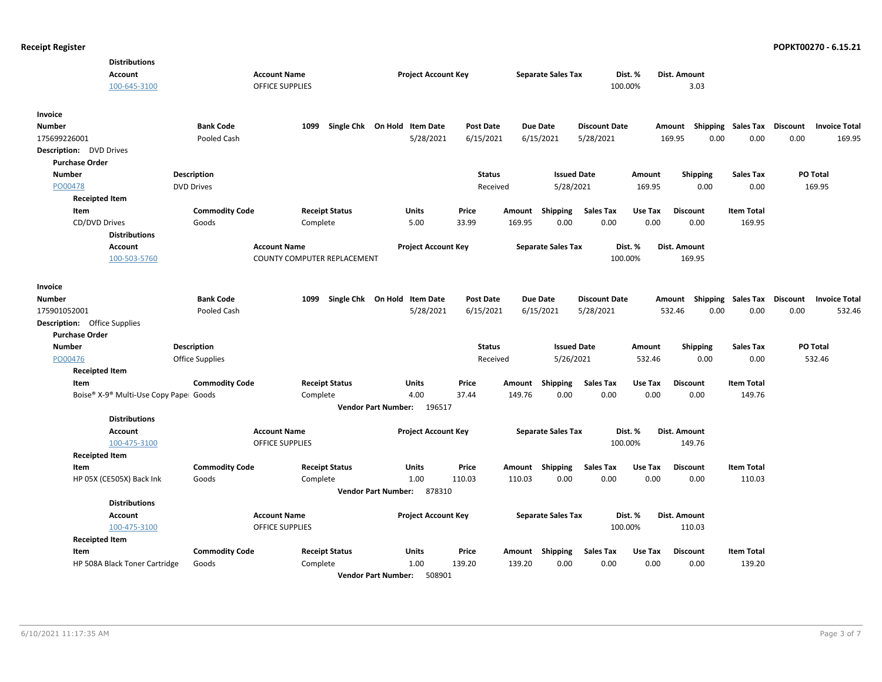**Distributions**

| Account | Account Name | Project Account Key | Separate Sales Tax | Dist. % | Dist. Amount |
|---|---|---|---|---|---|
| 100-645-3100 | OFFICE SUPPLIES | | | 100.00% | 3.03 |

**Invoice**

| Number | Bank Code | 1099 | Single Chk | On Hold | Item Date | Post Date | Due Date | Discount Date | Amount | Shipping | Sales Tax | Discount | Invoice Total |
|---|---|---|---|---|---|---|---|---|---|---|---|---|---|
| 175699226001 | Pooled Cash | | | | 5/28/2021 | 6/15/2021 | 6/15/2021 | 5/28/2021 | 169.95 | 0.00 | 0.00 | 0.00 | 169.95 |

**Description:** DVD Drives

**Purchase Order**

| Number | Description | Status | Issued Date | Amount | Shipping | Sales Tax | PO Total |
|---|---|---|---|---|---|---|---|
| PO00478 | DVD Drives | Received | 5/28/2021 | 169.95 | 0.00 | 0.00 | 169.95 |

**Receipted Item**

| Item | Commodity Code | Receipt Status | Units | Price | Amount | Shipping | Sales Tax | Use Tax | Discount | Item Total |
|---|---|---|---|---|---|---|---|---|---|---|
| CD/DVD Drives | Goods | Complete | 5.00 | 33.99 | 169.95 | 0.00 | 0.00 | 0.00 | 0.00 | 169.95 |

**Distributions**

| Account | Account Name | Project Account Key | Separate Sales Tax | Dist. % | Dist. Amount |
|---|---|---|---|---|---|
| 100-503-5760 | COUNTY COMPUTER REPLACEMENT | | | 100.00% | 169.95 |

**Invoice**

| Number | Bank Code | 1099 | Single Chk | On Hold | Item Date | Post Date | Due Date | Discount Date | Amount | Shipping | Sales Tax | Discount | Invoice Total |
|---|---|---|---|---|---|---|---|---|---|---|---|---|---|
| 175901052001 | Pooled Cash | | | | 5/28/2021 | 6/15/2021 | 6/15/2021 | 5/28/2021 | 532.46 | 0.00 | 0.00 | 0.00 | 532.46 |

**Description:** Office Supplies

**Purchase Order**

| Number | Description | Status | Issued Date | Amount | Shipping | Sales Tax | PO Total |
|---|---|---|---|---|---|---|---|
| PO00476 | Office Supplies | Received | 5/26/2021 | 532.46 | 0.00 | 0.00 | 532.46 |

**Receipted Item**

| Item | Commodity Code | Receipt Status | Units | Price | Amount | Shipping | Sales Tax | Use Tax | Discount | Item Total |
|---|---|---|---|---|---|---|---|---|---|---|
| Boise® X-9® Multi-Use Copy Paper | Goods | Complete | 4.00 | 37.44 | 149.76 | 0.00 | 0.00 | 0.00 | 0.00 | 149.76 |

**Vendor Part Number:** 196517

**Distributions**

| Account | Account Name | Project Account Key | Separate Sales Tax | Dist. % | Dist. Amount |
|---|---|---|---|---|---|
| 100-475-3100 | OFFICE SUPPLIES | | | 100.00% | 149.76 |

**Receipted Item**

| Item | Commodity Code | Receipt Status | Units | Price | Amount | Shipping | Sales Tax | Use Tax | Discount | Item Total |
|---|---|---|---|---|---|---|---|---|---|---|
| HP 05X (CE505X) Back Ink | Goods | Complete | 1.00 | 110.03 | 110.03 | 0.00 | 0.00 | 0.00 | 0.00 | 110.03 |

**Vendor Part Number:** 878310

**Distributions**

| Account | Account Name | Project Account Key | Separate Sales Tax | Dist. % | Dist. Amount |
|---|---|---|---|---|---|
| 100-475-3100 | OFFICE SUPPLIES | | | 100.00% | 110.03 |

**Receipted Item**

| Item | Commodity Code | Receipt Status | Units | Price | Amount | Shipping | Sales Tax | Use Tax | Discount | Item Total |
|---|---|---|---|---|---|---|---|---|---|---|
| HP 508A Black Toner Cartridge | Goods | Complete | 1.00 | 139.20 | 139.20 | 0.00 | 0.00 | 0.00 | 0.00 | 139.20 |

**Vendor Part Number:** 508901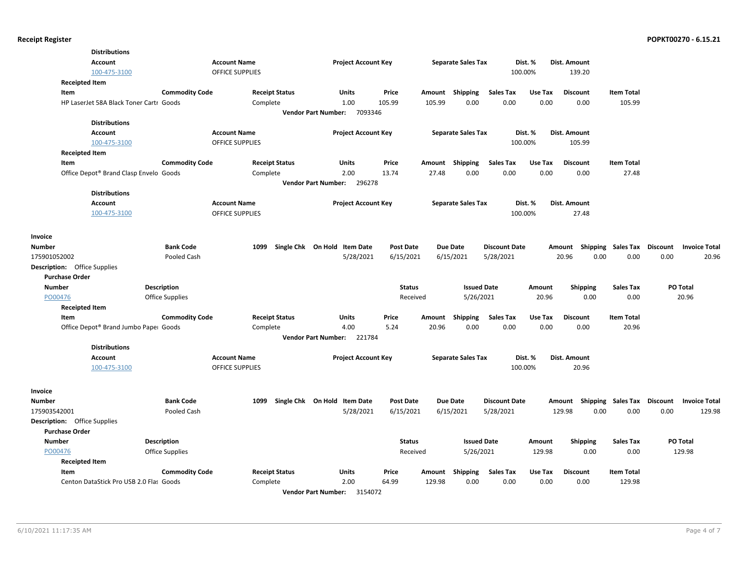**Receipt Register** **POPKT00270 - 6.15.21**

**Distributions**

| Account | Account Name | Project Account Key | Separate Sales Tax | Dist. % | Dist. Amount |
|---|---|---|---|---|---|
| 100-475-3100 | OFFICE SUPPLIES | | | 100.00% | 139.20 |

**Receipted Item**

| Item | Commodity Code | Receipt Status | Units | Price | Amount | Shipping | Sales Tax | Use Tax | Discount | Item Total |
|---|---|---|---|---|---|---|---|---|---|---|
| HP LaserJet 58A Black Toner Cartr | Goods | Complete | 1.00 | 105.99 | 105.99 | 0.00 | 0.00 | 0.00 | 0.00 | 105.99 |

**Vendor Part Number:** 7093346

**Distributions**

| Account | Account Name | Project Account Key | Separate Sales Tax | Dist. % | Dist. Amount |
|---|---|---|---|---|---|
| 100-475-3100 | OFFICE SUPPLIES | | | 100.00% | 105.99 |

**Receipted Item**

| Item | Commodity Code | Receipt Status | Units | Price | Amount | Shipping | Sales Tax | Use Tax | Discount | Item Total |
|---|---|---|---|---|---|---|---|---|---|---|
| Office Depot® Brand Clasp Envelo | Goods | Complete | 2.00 | 13.74 | 27.48 | 0.00 | 0.00 | 0.00 | 0.00 | 27.48 |

**Vendor Part Number:** 296278

**Distributions**

| Account | Account Name | Project Account Key | Separate Sales Tax | Dist. % | Dist. Amount |
|---|---|---|---|---|---|
| 100-475-3100 | OFFICE SUPPLIES | | | 100.00% | 27.48 |

**Invoice**

| Number | Bank Code | 1099 | Single Chk | On Hold | Item Date | Post Date | Due Date | Discount Date | Amount | Shipping | Sales Tax | Discount | Invoice Total |
|---|---|---|---|---|---|---|---|---|---|---|---|---|---|
| 175901052002 | Pooled Cash | | | | 5/28/2021 | 6/15/2021 | 6/15/2021 | 5/28/2021 | 20.96 | 0.00 | 0.00 | 0.00 | 20.96 |

**Description:** Office Supplies

**Purchase Order**

| Number | Description | Status | Issued Date | Amount | Shipping | Sales Tax | PO Total |
|---|---|---|---|---|---|---|---|
| PO00476 | Office Supplies | Received | 5/26/2021 | 20.96 | 0.00 | 0.00 | 20.96 |

**Receipted Item**

| Item | Commodity Code | Receipt Status | Units | Price | Amount | Shipping | Sales Tax | Use Tax | Discount | Item Total |
|---|---|---|---|---|---|---|---|---|---|---|
| Office Depot® Brand Jumbo Paper | Goods | Complete | 4.00 | 5.24 | 20.96 | 0.00 | 0.00 | 0.00 | 0.00 | 20.96 |

**Vendor Part Number:** 221784

**Distributions**

| Account | Account Name | Project Account Key | Separate Sales Tax | Dist. % | Dist. Amount |
|---|---|---|---|---|---|
| 100-475-3100 | OFFICE SUPPLIES | | | 100.00% | 20.96 |

**Invoice**

| Number | Bank Code | 1099 | Single Chk | On Hold | Item Date | Post Date | Due Date | Discount Date | Amount | Shipping | Sales Tax | Discount | Invoice Total |
|---|---|---|---|---|---|---|---|---|---|---|---|---|---|
| 175903542001 | Pooled Cash | | | | 5/28/2021 | 6/15/2021 | 6/15/2021 | 5/28/2021 | 129.98 | 0.00 | 0.00 | 0.00 | 129.98 |

**Description:** Office Supplies

**Purchase Order**

| Number | Description | Status | Issued Date | Amount | Shipping | Sales Tax | PO Total |
|---|---|---|---|---|---|---|---|
| PO00476 | Office Supplies | Received | 5/26/2021 | 129.98 | 0.00 | 0.00 | 129.98 |

**Receipted Item**

| Item | Commodity Code | Receipt Status | Units | Price | Amount | Shipping | Sales Tax | Use Tax | Discount | Item Total |
|---|---|---|---|---|---|---|---|---|---|---|
| Centon DataStick Pro USB 2.0 Flas | Goods | Complete | 2.00 | 64.99 | 129.98 | 0.00 | 0.00 | 0.00 | 0.00 | 129.98 |

**Vendor Part Number:** 3154072

6/10/2021 11:17:35 AM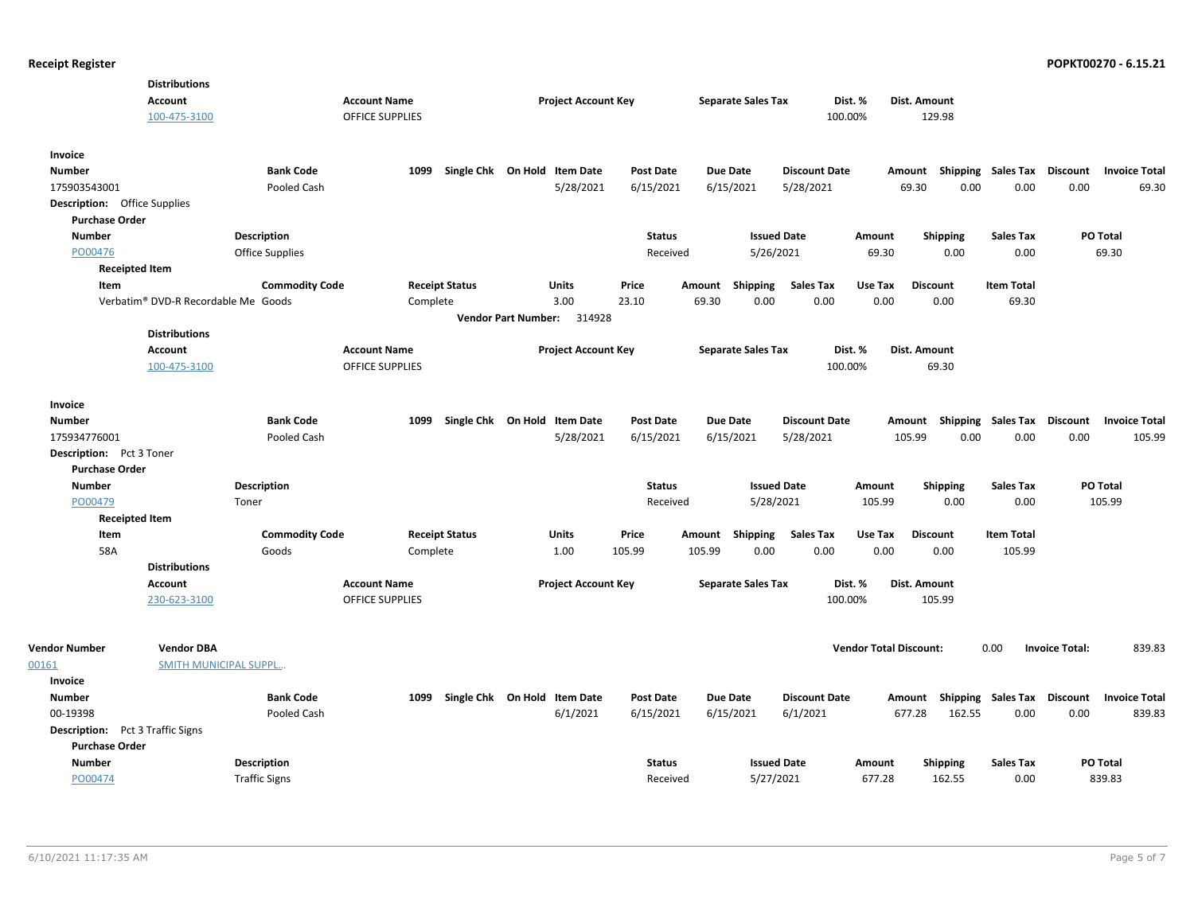**Distributions**

| Account | Account Name | Project Account Key | Separate Sales Tax | Dist. % | Dist. Amount |
|---|---|---|---|---|---|
| 100-475-3100 | OFFICE SUPPLIES | | | 100.00% | 129.98 |

**Invoice**

| Number | Bank Code | 1099 | Single Chk | On Hold | Item Date | Post Date | Due Date | Discount Date | Amount | Shipping | Sales Tax | Discount | Invoice Total |
|---|---|---|---|---|---|---|---|---|---|---|---|---|---|
| 175903543001 | Pooled Cash | | | | 5/28/2021 | 6/15/2021 | 6/15/2021 | 5/28/2021 | 69.30 | 0.00 | 0.00 | 0.00 | 69.30 |

**Description:** Office Supplies

**Purchase Order**

| Number | Description | Status | Issued Date | Amount | Shipping | Sales Tax | PO Total |
|---|---|---|---|---|---|---|---|
| PO00476 | Office Supplies | Received | 5/26/2021 | 69.30 | 0.00 | 0.00 | 69.30 |

**Receipted Item**

| Item | Commodity Code | Receipt Status | Units | Price | Amount | Shipping | Sales Tax | Use Tax | Discount | Item Total |
|---|---|---|---|---|---|---|---|---|---|---|
| Verbatim® DVD-R Recordable Me | Goods | Complete | 3.00 | 23.10 | 69.30 | 0.00 | 0.00 | 0.00 | 0.00 | 69.30 |

**Vendor Part Number:** 314928

**Distributions**

| Account | Account Name | Project Account Key | Separate Sales Tax | Dist. % | Dist. Amount |
|---|---|---|---|---|---|
| 100-475-3100 | OFFICE SUPPLIES | | | 100.00% | 69.30 |

**Invoice**

| Number | Bank Code | 1099 | Single Chk | On Hold | Item Date | Post Date | Due Date | Discount Date | Amount | Shipping | Sales Tax | Discount | Invoice Total |
|---|---|---|---|---|---|---|---|---|---|---|---|---|---|
| 175934776001 | Pooled Cash | | | | 5/28/2021 | 6/15/2021 | 6/15/2021 | 5/28/2021 | 105.99 | 0.00 | 0.00 | 0.00 | 105.99 |

**Description:** Pct 3 Toner

**Purchase Order**

| Number | Description | Status | Issued Date | Amount | Shipping | Sales Tax | PO Total |
|---|---|---|---|---|---|---|---|
| PO00479 | Toner | Received | 5/28/2021 | 105.99 | 0.00 | 0.00 | 105.99 |

**Receipted Item**

| Item | Commodity Code | Receipt Status | Units | Price | Amount | Shipping | Sales Tax | Use Tax | Discount | Item Total |
|---|---|---|---|---|---|---|---|---|---|---|
| 58A | Goods | Complete | 1.00 | 105.99 | 105.99 | 0.00 | 0.00 | 0.00 | 0.00 | 105.99 |

**Distributions**

| Account | Account Name | Project Account Key | Separate Sales Tax | Dist. % | Dist. Amount |
|---|---|---|---|---|---|
| 230-623-3100 | OFFICE SUPPLIES | | | 100.00% | 105.99 |

| Vendor Number | Vendor DBA | Vendor Total Discount: | 0.00 | Invoice Total: | 839.83 |
|---|---|---|---|---|---|
| 00161 | SMITH MUNICIPAL SUPPL... | | | | |

**Invoice**

| Number | Bank Code | 1099 | Single Chk | On Hold | Item Date | Post Date | Due Date | Discount Date | Amount | Shipping | Sales Tax | Discount | Invoice Total |
|---|---|---|---|---|---|---|---|---|---|---|---|---|---|
| 00-19398 | Pooled Cash | | | | 6/1/2021 | 6/15/2021 | 6/15/2021 | 6/1/2021 | 677.28 | 162.55 | 0.00 | 0.00 | 839.83 |

**Description:** Pct 3 Traffic Signs

**Purchase Order**

| Number | Description | Status | Issued Date | Amount | Shipping | Sales Tax | PO Total |
|---|---|---|---|---|---|---|---|
| PO00474 | Traffic Signs | Received | 5/27/2021 | 677.28 | 162.55 | 0.00 | 839.83 |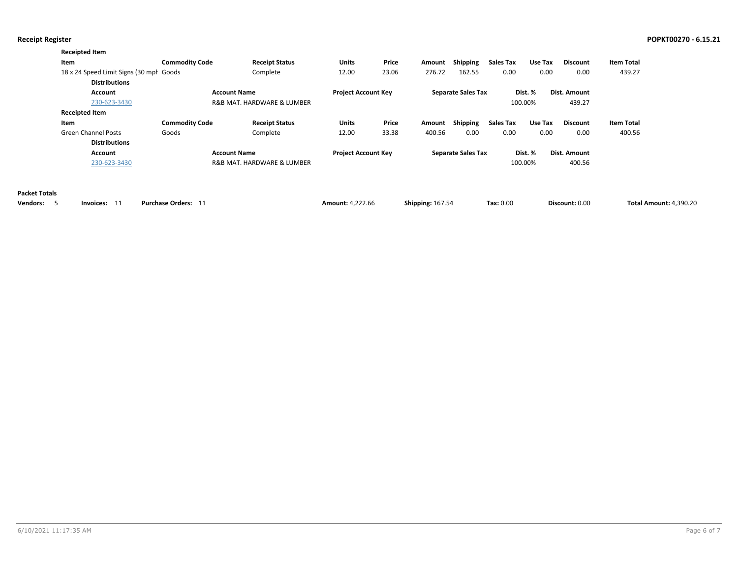**Receipt Register**

**POPKT00270 - 6.15.21**

**Receipted Item**

| Item | Commodity Code | Receipt Status | Units | Price | Amount | Shipping | Sales Tax | Use Tax | Discount | Item Total |
|---|---|---|---|---|---|---|---|---|---|---|
| 18 x 24 Speed Limit Signs (30 mph | Goods | Complete | 12.00 | 23.06 | 276.72 | 162.55 | 0.00 | 0.00 | 0.00 | 439.27 |

**Distributions**

| Account | Account Name | Project Account Key | Separate Sales Tax | Dist. % | Dist. Amount |
|---|---|---|---|---|---|
| 230-623-3430 | R&B MAT. HARDWARE & LUMBER | | | 100.00% | 439.27 |

**Receipted Item**

| Item | Commodity Code | Receipt Status | Units | Price | Amount | Shipping | Sales Tax | Use Tax | Discount | Item Total |
|---|---|---|---|---|---|---|---|---|---|---|
| Green Channel Posts | Goods | Complete | 12.00 | 33.38 | 400.56 | 0.00 | 0.00 | 0.00 | 0.00 | 400.56 |

**Distributions**

| Account | Account Name | Project Account Key | Separate Sales Tax | Dist. % | Dist. Amount |
|---|---|---|---|---|---|
| 230-623-3430 | R&B MAT. HARDWARE & LUMBER | | | 100.00% | 400.56 |

**Packet Totals**

**Vendors:** 5 **Invoices:** 11 **Purchase Orders:** 11 **Amount:** 4,222.66 **Shipping:** 167.54 **Tax:** 0.00 **Discount:** 0.00 **Total Amount:** 4,390.20

6/10/2021 11:17:35 AM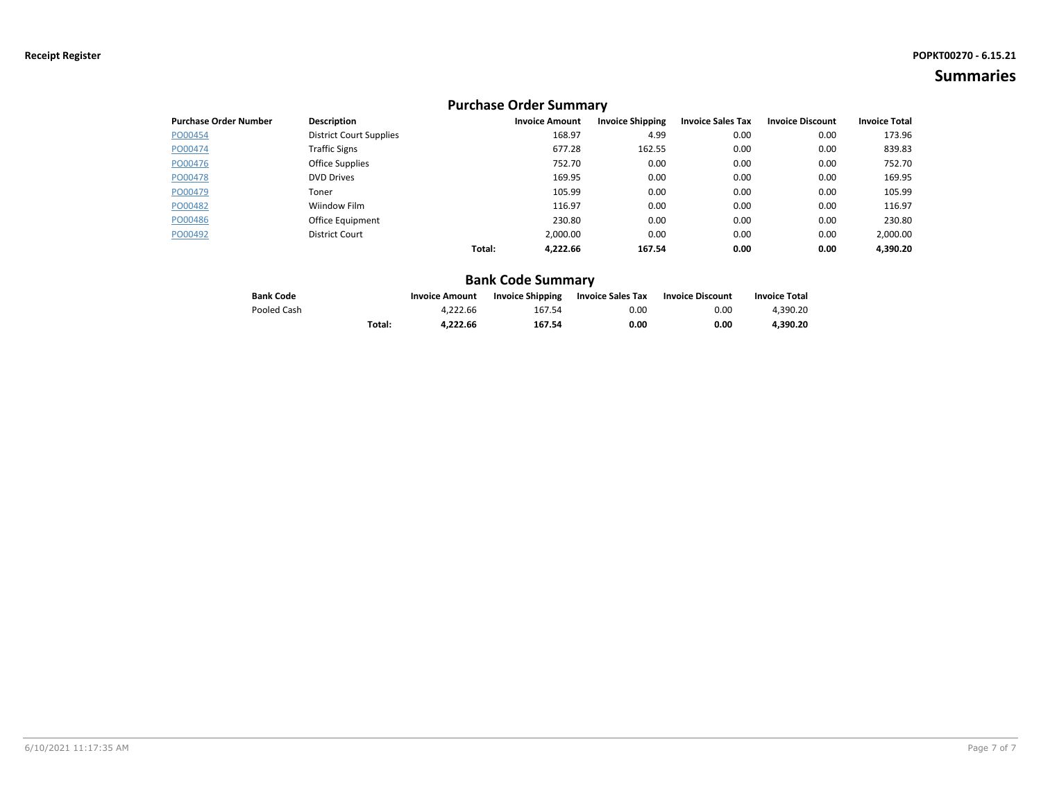# Summaries

## Purchase Order Summary

| Purchase Order Number | Description | | Invoice Amount | Invoice Shipping | Invoice Sales Tax | Invoice Discount | Invoice Total |
|---|---|---|---|---|---|---|---|
| PO00454 | District Court Supplies | | 168.97 | 4.99 | 0.00 | 0.00 | 173.96 |
| PO00474 | Traffic Signs | | 677.28 | 162.55 | 0.00 | 0.00 | 839.83 |
| PO00476 | Office Supplies | | 752.70 | 0.00 | 0.00 | 0.00 | 752.70 |
| PO00478 | DVD Drives | | 169.95 | 0.00 | 0.00 | 0.00 | 169.95 |
| PO00479 | Toner | | 105.99 | 0.00 | 0.00 | 0.00 | 105.99 |
| PO00482 | Wiindow Film | | 116.97 | 0.00 | 0.00 | 0.00 | 116.97 |
| PO00486 | Office Equipment | | 230.80 | 0.00 | 0.00 | 0.00 | 230.80 |
| PO00492 | District Court | | 2,000.00 | 0.00 | 0.00 | 0.00 | 2,000.00 |
| | | **Total:** | **4,222.66** | **167.54** | **0.00** | **0.00** | **4,390.20** |

## Bank Code Summary

| Bank Code | | Invoice Amount | Invoice Shipping | Invoice Sales Tax | Invoice Discount | Invoice Total |
|---|---|---|---|---|---|---|
| Pooled Cash | | 4,222.66 | 167.54 | 0.00 | 0.00 | 4,390.20 |
| | **Total:** | **4,222.66** | **167.54** | **0.00** | **0.00** | **4,390.20** |